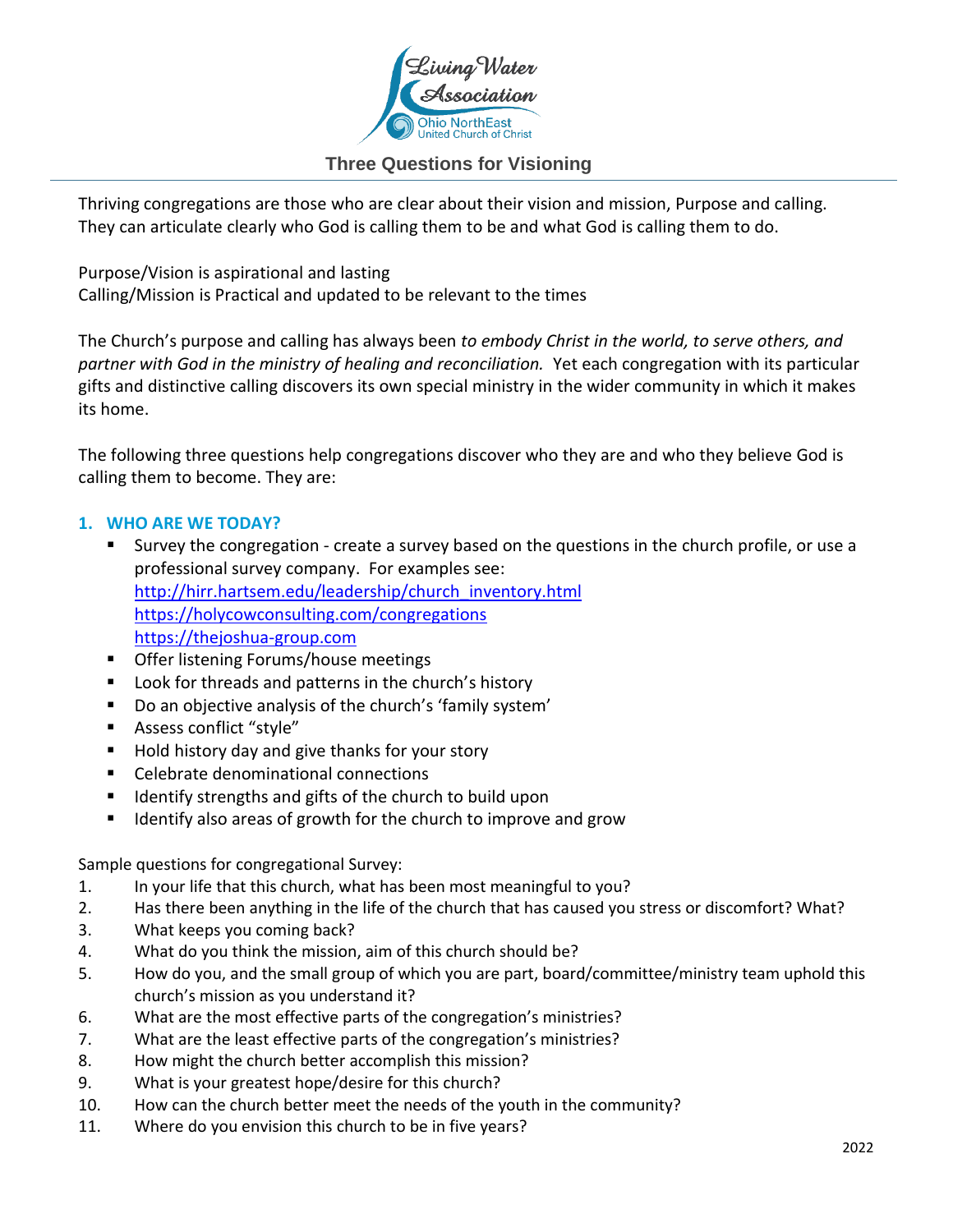Living Water Association
Ohio NorthEast
United Church of Christ

# Three Questions for Visioning

Thriving congregations are those who are clear about their vision and mission, Purpose and calling. They can articulate clearly who God is calling them to be and what God is calling them to do.

Purpose/Vision is aspirational and lasting
Calling/Mission is Practical and updated to be relevant to the times

The Church's purpose and calling has always been *to embody Christ in the world, to serve others, and partner with God in the ministry of healing and reconciliation.* Yet each congregation with its particular gifts and distinctive calling discovers its own special ministry in the wider community in which it makes its home.

The following three questions help congregations discover who they are and who they believe God is calling them to become. They are:

## 1. WHO ARE WE TODAY?

- Survey the congregation - create a survey based on the questions in the church profile, or use a professional survey company. For examples see:
  http://hirr.hartsem.edu/leadership/church_inventory.html
  https://holycowconsulting.com/congregations
  https://thejoshua-group.com
- Offer listening Forums/house meetings
- Look for threads and patterns in the church's history
- Do an objective analysis of the church's 'family system'
- Assess conflict "style"
- Hold history day and give thanks for your story
- Celebrate denominational connections
- Identify strengths and gifts of the church to build upon
- Identify also areas of growth for the church to improve and grow

Sample questions for congregational Survey:

1. In your life that this church, what has been most meaningful to you?
2. Has there been anything in the life of the church that has caused you stress or discomfort? What?
3. What keeps you coming back?
4. What do you think the mission, aim of this church should be?
5. How do you, and the small group of which you are part, board/committee/ministry team uphold this church's mission as you understand it?
6. What are the most effective parts of the congregation's ministries?
7. What are the least effective parts of the congregation's ministries?
8. How might the church better accomplish this mission?
9. What is your greatest hope/desire for this church?
10. How can the church better meet the needs of the youth in the community?
11. Where do you envision this church to be in five years?

2022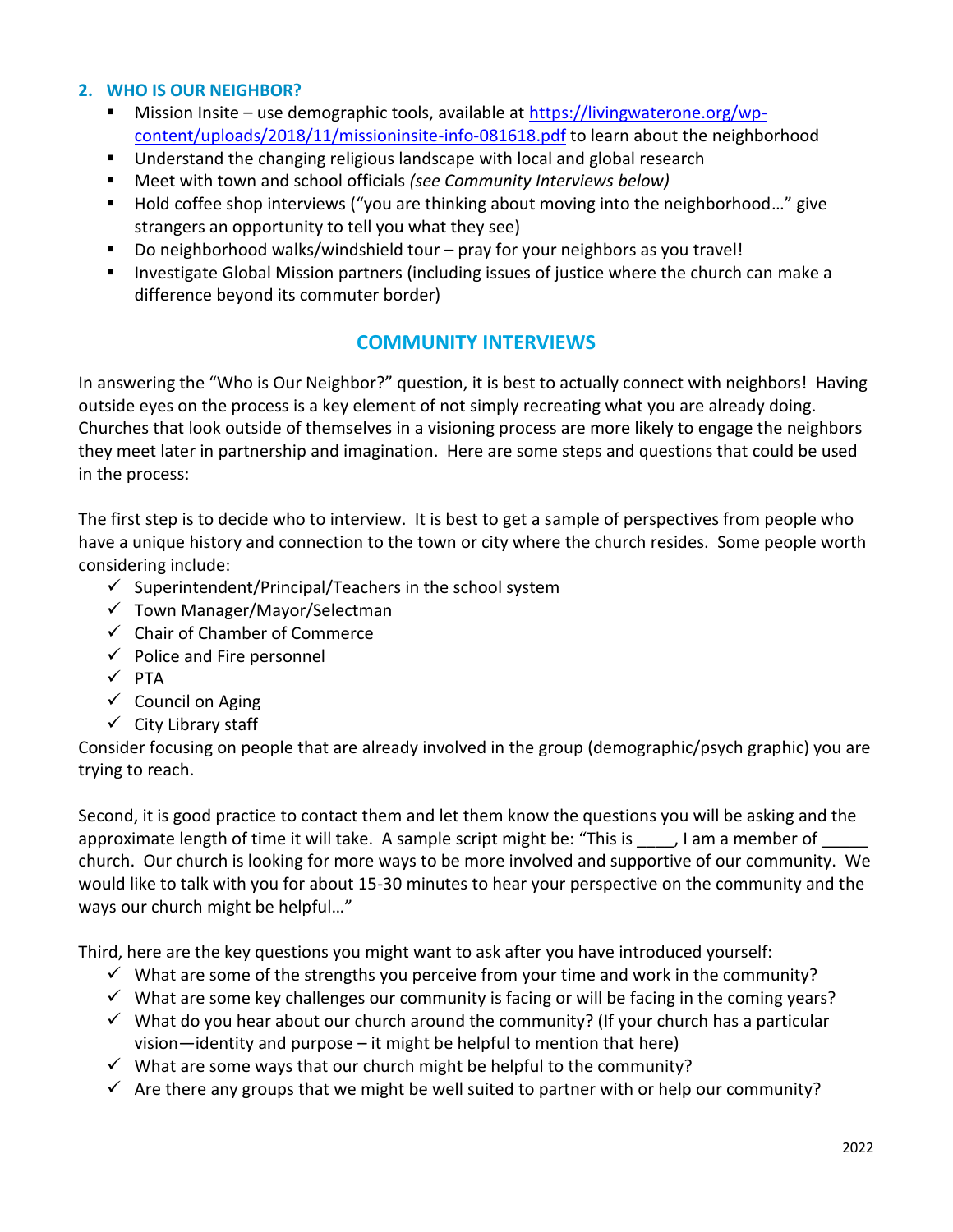## 2. WHO IS OUR NEIGHBOR?

- Mission Insite – use demographic tools, available at [https://livingwaterone.org/wp-content/uploads/2018/11/missioninsite-info-081618.pdf](https://livingwaterone.org/wp-content/uploads/2018/11/missioninsite-info-081618.pdf) to learn about the neighborhood
- Understand the changing religious landscape with local and global research
- Meet with town and school officials *(see Community Interviews below)*
- Hold coffee shop interviews ("you are thinking about moving into the neighborhood…" give strangers an opportunity to tell you what they see)
- Do neighborhood walks/windshield tour – pray for your neighbors as you travel!
- Investigate Global Mission partners (including issues of justice where the church can make a difference beyond its commuter border)

## COMMUNITY INTERVIEWS

In answering the "Who is Our Neighbor?" question, it is best to actually connect with neighbors! Having outside eyes on the process is a key element of not simply recreating what you are already doing. Churches that look outside of themselves in a visioning process are more likely to engage the neighbors they meet later in partnership and imagination. Here are some steps and questions that could be used in the process:

The first step is to decide who to interview. It is best to get a sample of perspectives from people who have a unique history and connection to the town or city where the church resides. Some people worth considering include:

- ✓ Superintendent/Principal/Teachers in the school system
- ✓ Town Manager/Mayor/Selectman
- ✓ Chair of Chamber of Commerce
- ✓ Police and Fire personnel
- ✓ PTA
- ✓ Council on Aging
- ✓ City Library staff

Consider focusing on people that are already involved in the group (demographic/psych graphic) you are trying to reach.

Second, it is good practice to contact them and let them know the questions you will be asking and the approximate length of time it will take. A sample script might be: "This is ____, I am a member of _____ church. Our church is looking for more ways to be more involved and supportive of our community. We would like to talk with you for about 15-30 minutes to hear your perspective on the community and the ways our church might be helpful…"

Third, here are the key questions you might want to ask after you have introduced yourself:

- ✓ What are some of the strengths you perceive from your time and work in the community?
- ✓ What are some key challenges our community is facing or will be facing in the coming years?
- ✓ What do you hear about our church around the community? (If your church has a particular vision—identity and purpose – it might be helpful to mention that here)
- ✓ What are some ways that our church might be helpful to the community?
- ✓ Are there any groups that we might be well suited to partner with or help our community?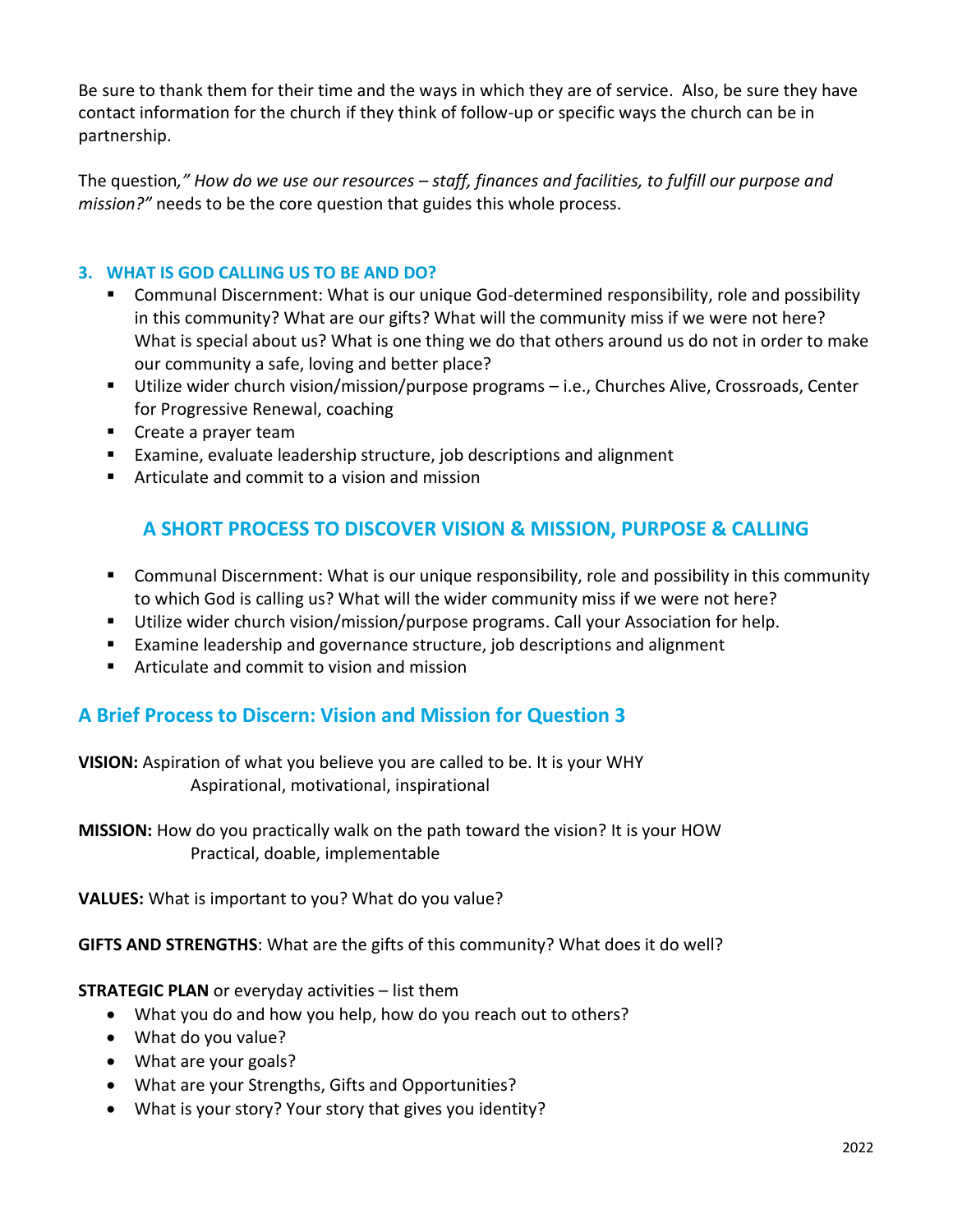Be sure to thank them for their time and the ways in which they are of service. Also, be sure they have contact information for the church if they think of follow-up or specific ways the church can be in partnership.

The question*," How do we use our resources – staff, finances and facilities, to fulfill our purpose and mission?"* needs to be the core question that guides this whole process.

### 3. WHAT IS GOD CALLING US TO BE AND DO?

- Communal Discernment: What is our unique God-determined responsibility, role and possibility in this community? What are our gifts? What will the community miss if we were not here? What is special about us? What is one thing we do that others around us do not in order to make our community a safe, loving and better place?
- Utilize wider church vision/mission/purpose programs – i.e., Churches Alive, Crossroads, Center for Progressive Renewal, coaching
- Create a prayer team
- Examine, evaluate leadership structure, job descriptions and alignment
- Articulate and commit to a vision and mission

## A SHORT PROCESS TO DISCOVER VISION & MISSION, PURPOSE & CALLING

- Communal Discernment: What is our unique responsibility, role and possibility in this community to which God is calling us? What will the wider community miss if we were not here?
- Utilize wider church vision/mission/purpose programs. Call your Association for help.
- Examine leadership and governance structure, job descriptions and alignment
- Articulate and commit to vision and mission

## A Brief Process to Discern: Vision and Mission for Question 3

**VISION:** Aspiration of what you believe you are called to be. It is your WHY
Aspirational, motivational, inspirational

**MISSION:** How do you practically walk on the path toward the vision? It is your HOW
Practical, doable, implementable

**VALUES:** What is important to you? What do you value?

**GIFTS AND STRENGTHS**: What are the gifts of this community? What does it do well?

**STRATEGIC PLAN** or everyday activities – list them

- What you do and how you help, how do you reach out to others?
- What do you value?
- What are your goals?
- What are your Strengths, Gifts and Opportunities?
- What is your story? Your story that gives you identity?

2022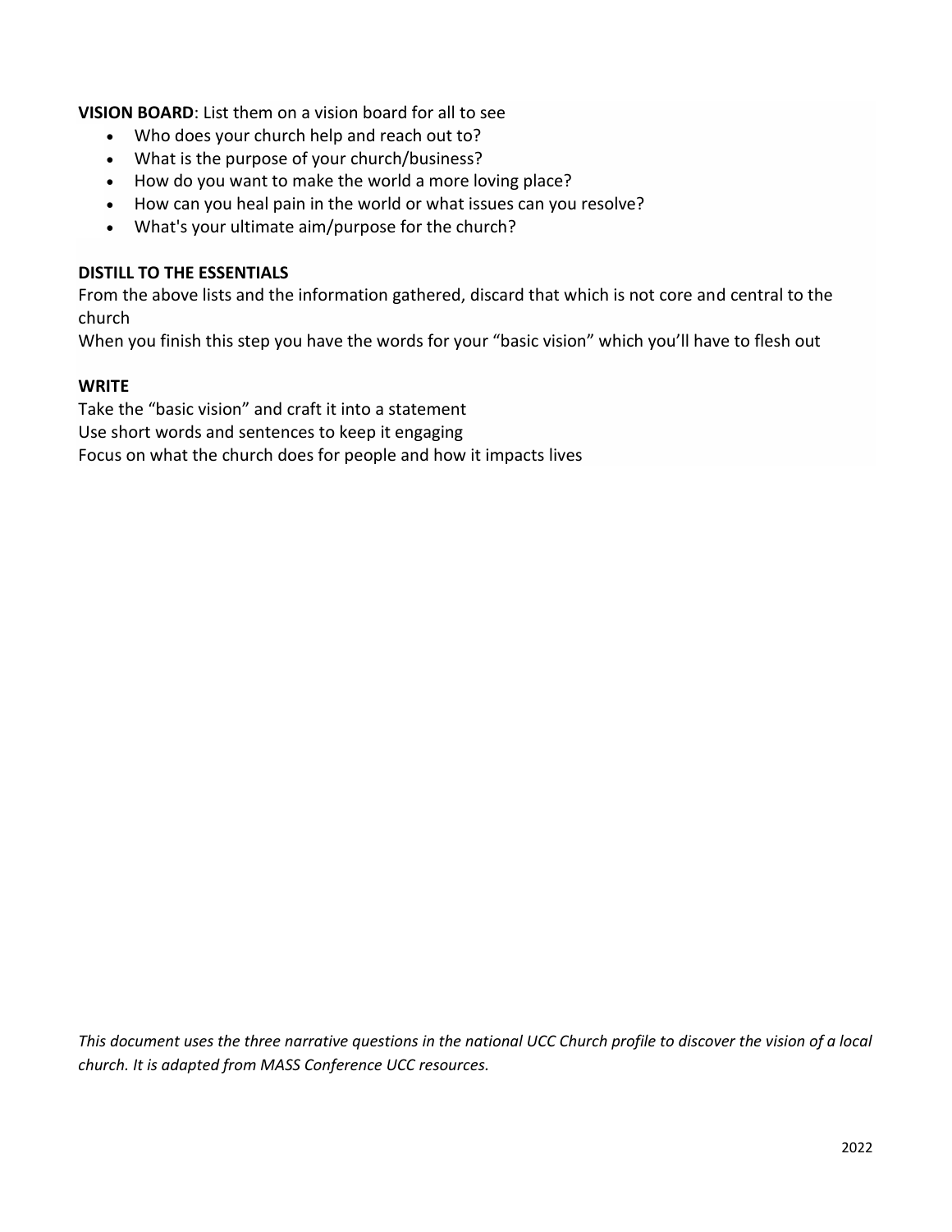**VISION BOARD**: List them on a vision board for all to see

- Who does your church help and reach out to?
- What is the purpose of your church/business?
- How do you want to make the world a more loving place?
- How can you heal pain in the world or what issues can you resolve?
- What's your ultimate aim/purpose for the church?

**DISTILL TO THE ESSENTIALS**

From the above lists and the information gathered, discard that which is not core and central to the church

When you finish this step you have the words for your "basic vision" which you'll have to flesh out

**WRITE**

Take the "basic vision" and craft it into a statement

Use short words and sentences to keep it engaging

Focus on what the church does for people and how it impacts lives

*This document uses the three narrative questions in the national UCC Church profile to discover the vision of a local church. It is adapted from MASS Conference UCC resources.*

2022